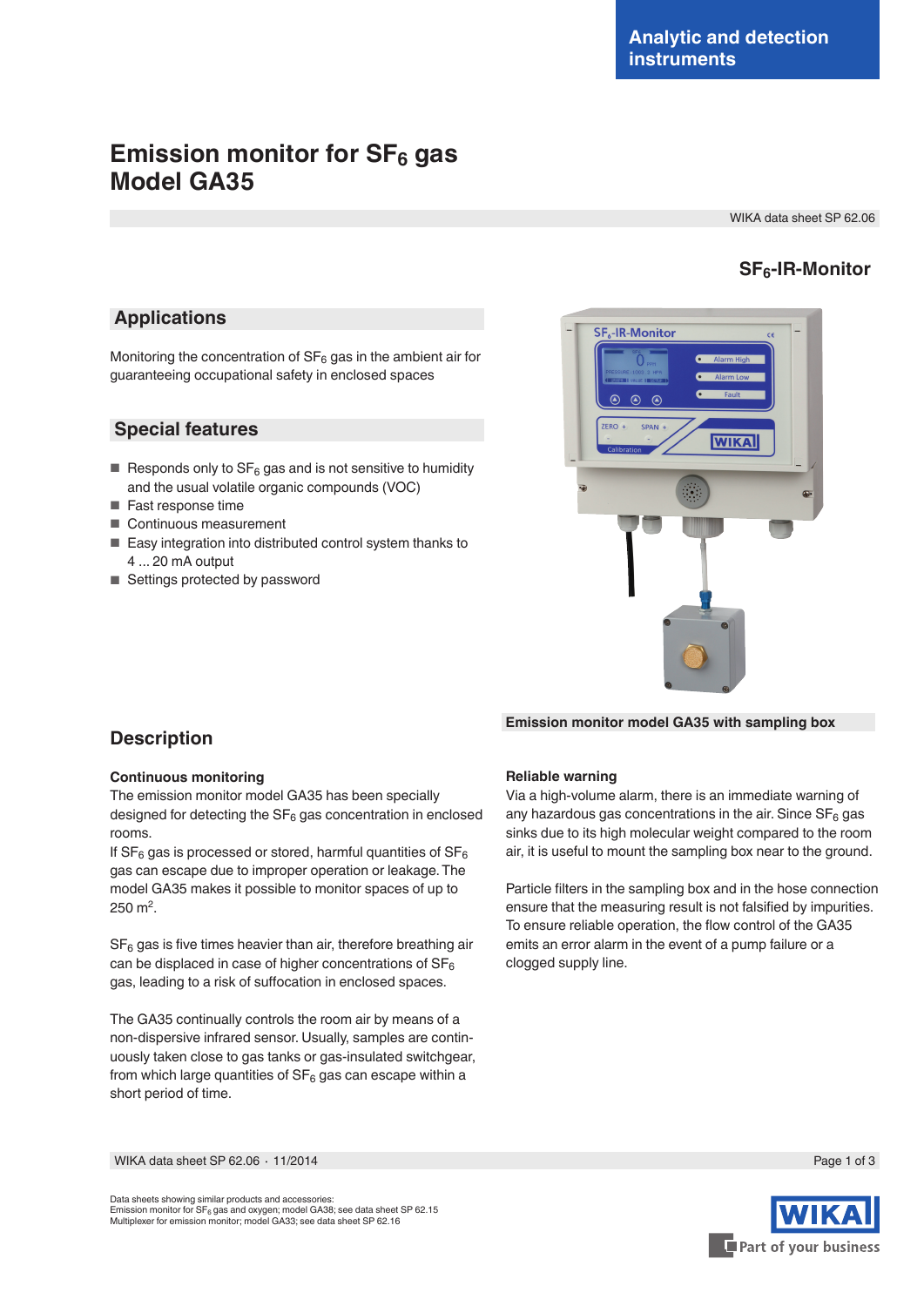Analytic and detection instruments

# Emission monitor for $SF_6$ gas
# Model GA35

WIKA data sheet SP 62.06

**$SF_6$-IR-Monitor**

## Applications

Monitoring the concentration of $SF_6$ gas in the ambient air for guaranteeing occupational safety in enclosed spaces

## Special features

- Responds only to $SF_6$ gas and is not sensitive to humidity and the usual volatile organic compounds (VOC)
- Fast response time
- Continuous measurement
- Easy integration into distributed control system thanks to 4 ... 20 mA output
- Settings protected by password

**Emission monitor model GA35 with sampling box**

## Description

### Continuous monitoring

The emission monitor model GA35 has been specially designed for detecting the $SF_6$ gas concentration in enclosed rooms.
If $SF_6$ gas is processed or stored, harmful quantities of $SF_6$ gas can escape due to improper operation or leakage. The model GA35 makes it possible to monitor spaces of up to 250 $m^2$.

$SF_6$ gas is five times heavier than air, therefore breathing air can be displaced in case of higher concentrations of $SF_6$ gas, leading to a risk of suffocation in enclosed spaces.

The GA35 continually controls the room air by means of a non-dispersive infrared sensor. Usually, samples are continuously taken close to gas tanks or gas-insulated switchgear, from which large quantities of $SF_6$ gas can escape within a short period of time.

### Reliable warning

Via a high-volume alarm, there is an immediate warning of any hazardous gas concentrations in the air. Since $SF_6$ gas sinks due to its high molecular weight compared to the room air, it is useful to mount the sampling box near to the ground.

Particle filters in the sampling box and in the hose connection ensure that the measuring result is not falsified by impurities. To ensure reliable operation, the flow control of the GA35 emits an error alarm in the event of a pump failure or a clogged supply line.

Data sheets showing similar products and accessories:
Emission monitor for $SF_6$ gas and oxygen; model GA38; see data sheet SP 62.15
Multiplexer for emission monitor; model GA33; see data sheet SP 62.16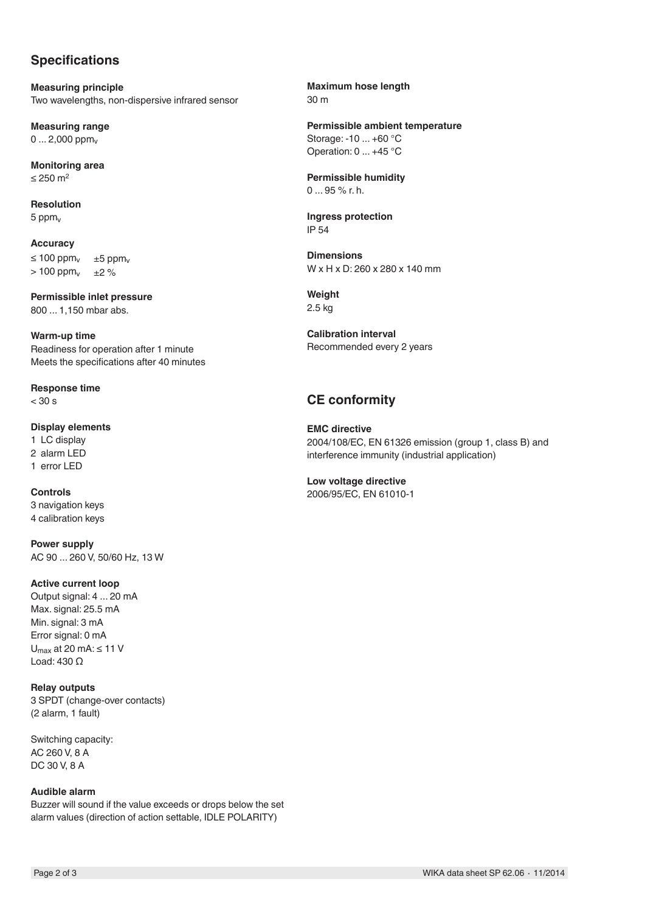## Specifications

**Measuring principle**
Two wavelengths, non-dispersive infrared sensor

**Measuring range**
0 ... 2,000 $ppm_v$

**Monitoring area**
≤ 250 $m^2$

**Resolution**
5 $ppm_v$

**Accuracy**

| | |
|---|---|
| ≤ 100 $ppm_v$ | ±5 $ppm_v$ |
| > 100 $ppm_v$ | ±2 % |

**Permissible inlet pressure**
800 ... 1,150 mbar abs.

**Warm-up time**
Readiness for operation after 1 minute
Meets the specifications after 40 minutes

**Response time**
< 30 s

**Display elements**
1 LC display
2 alarm LED
1 error LED

**Controls**
3 navigation keys
4 calibration keys

**Power supply**
AC 90 ... 260 V, 50/60 Hz, 13 W

**Active current loop**
Output signal: 4 ... 20 mA
Max. signal: 25.5 mA
Min. signal: 3 mA
Error signal: 0 mA
$U_{max}$ at 20 mA: ≤ 11 V
Load: 430 Ω

**Relay outputs**
3 SPDT (change-over contacts)
(2 alarm, 1 fault)

Switching capacity:
AC 260 V, 8 A
DC 30 V, 8 A

**Audible alarm**
Buzzer will sound if the value exceeds or drops below the set alarm values (direction of action settable, IDLE POLARITY)

**Maximum hose length**
30 m

**Permissible ambient temperature**
Storage: -10 ... +60 °C
Operation: 0 ... +45 °C

**Permissible humidity**
0 ... 95 % r. h.

**Ingress protection**
IP 54

**Dimensions**
W x H x D: 260 x 280 x 140 mm

**Weight**
2.5 kg

**Calibration interval**
Recommended every 2 years

## CE conformity

**EMC directive**
2004/108/EC, EN 61326 emission (group 1, class B) and interference immunity (industrial application)

**Low voltage directive**
2006/95/EC, EN 61010-1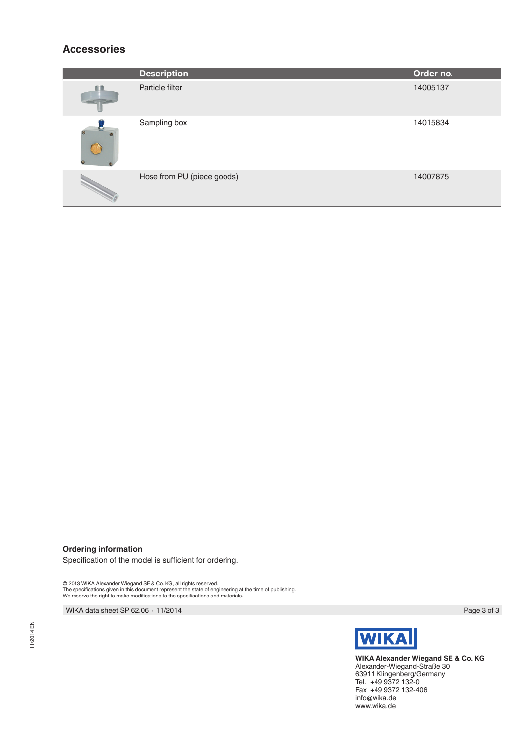## Accessories

| | Description | Order no. |
|---|---|---|
| | Particle filter | 14005137 |
| | Sampling box | 14015834 |
| | Hose from PU (piece goods) | 14007875 |

**Ordering information**

Specification of the model is sufficient for ordering.

© 2013 WIKA Alexander Wiegand SE & Co. KG, all rights reserved.
The specifications given in this document represent the state of engineering at the time of publishing.
We reserve the right to make modifications to the specifications and materials.

WIKA data sheet SP 62.06 · 11/2014

**WIKA Alexander Wiegand SE & Co. KG**
Alexander-Wiegand-Straße 30
63911 Klingenberg/Germany
Tel. +49 9372 132-0
Fax +49 9372 132-406
info@wika.de
www.wika.de